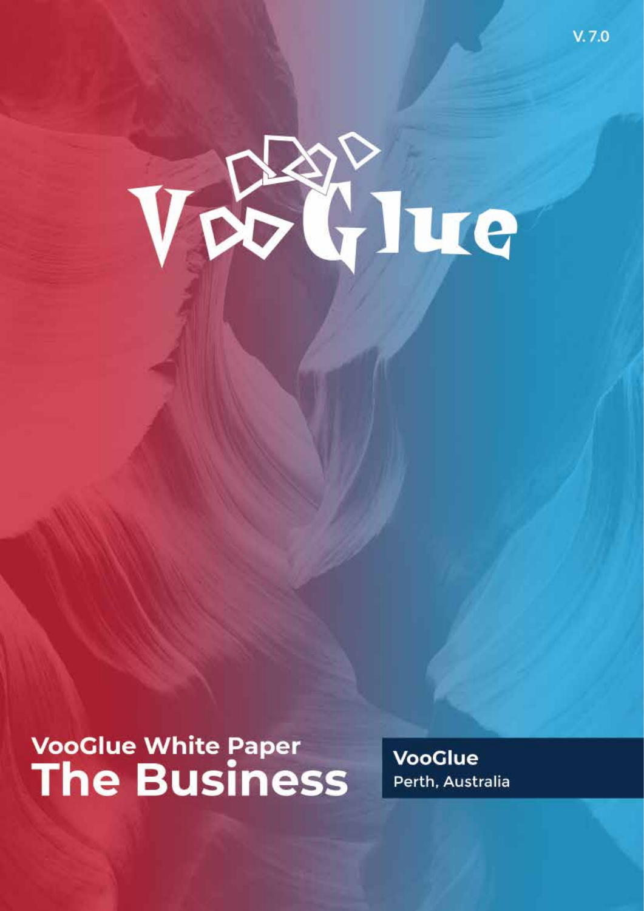V. 7.0

VooGlue

# VooGlue White Paper
# The Business

**VooGlue**
Perth, Australia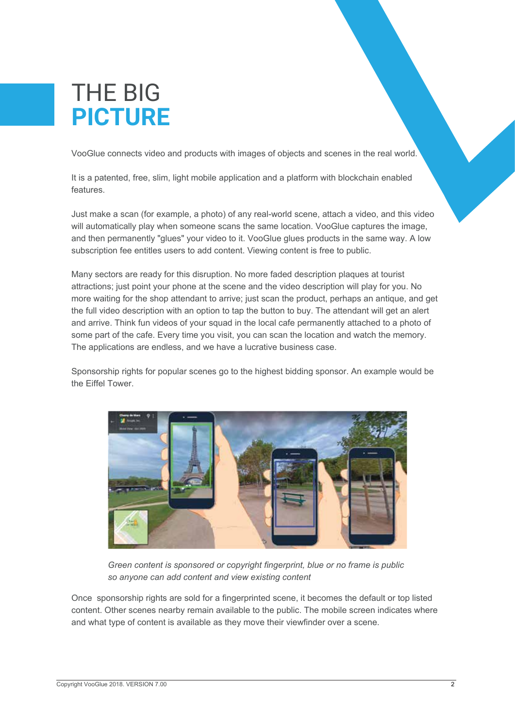# THE BIG **PICTURE**

VooGlue connects video and products with images of objects and scenes in the real world.

It is a patented, free, slim, light mobile application and a platform with blockchain enabled features.

Just make a scan (for example, a photo) of any real-world scene, attach a video, and this video will automatically play when someone scans the same location. VooGlue captures the image, and then permanently "glues" your video to it. VooGlue glues products in the same way. A low subscription fee entitles users to add content. Viewing content is free to public.

Many sectors are ready for this disruption. No more faded description plaques at tourist attractions; just point your phone at the scene and the video description will play for you. No more waiting for the shop attendant to arrive; just scan the product, perhaps an antique, and get the full video description with an option to tap the button to buy. The attendant will get an alert and arrive. Think fun videos of your squad in the local cafe permanently attached to a photo of some part of the cafe. Every time you visit, you can scan the location and watch the memory. The applications are endless, and we have a lucrative business case.

Sponsorship rights for popular scenes go to the highest bidding sponsor. An example would be the Eiffel Tower.

*Green content is sponsored or copyright fingerprint, blue or no frame is public so anyone can add content and view existing content*

Once sponsorship rights are sold for a fingerprinted scene, it becomes the default or top listed content. Other scenes nearby remain available to the public. The mobile screen indicates where and what type of content is available as they move their viewfinder over a scene.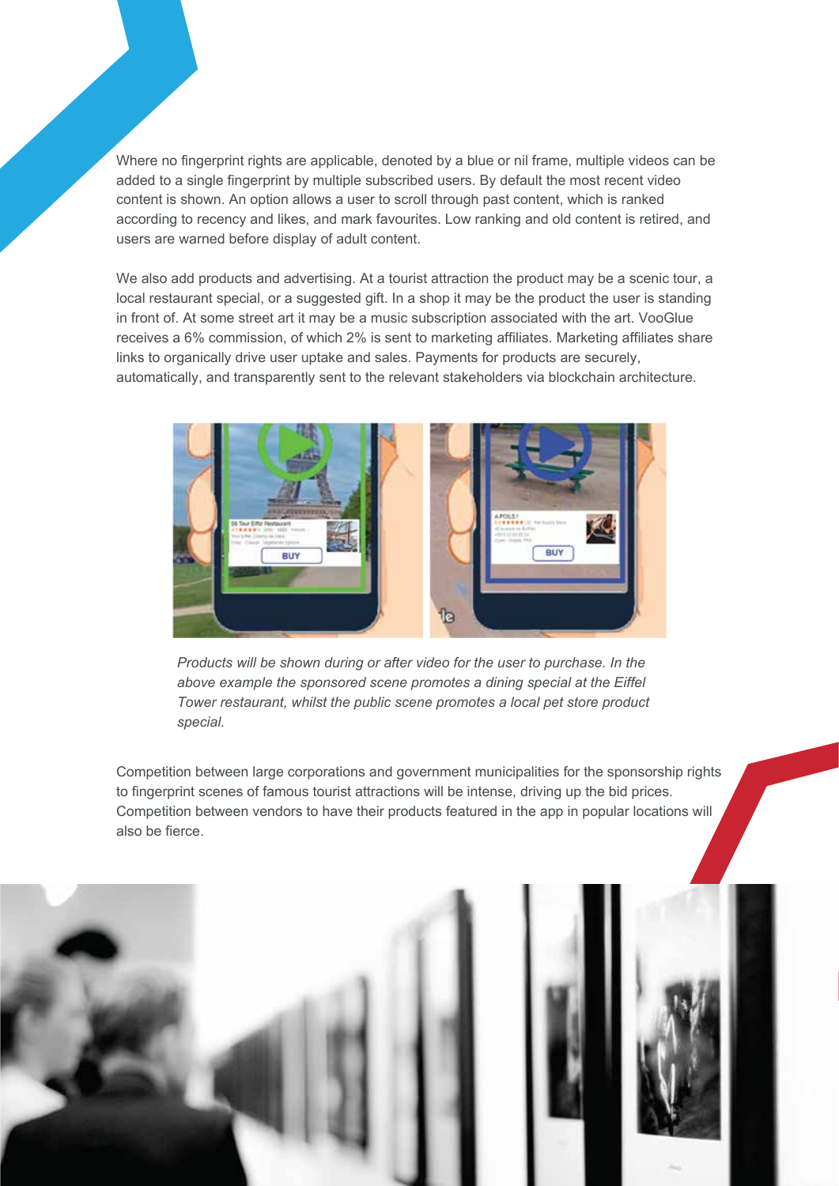Where no fingerprint rights are applicable, denoted by a blue or nil frame, multiple videos can be added to a single fingerprint by multiple subscribed users. By default the most recent video content is shown. An option allows a user to scroll through past content, which is ranked according to recency and likes, and mark favourites. Low ranking and old content is retired, and users are warned before display of adult content.

We also add products and advertising. At a tourist attraction the product may be a scenic tour, a local restaurant special, or a suggested gift. In a shop it may be the product the user is standing in front of. At some street art it may be a music subscription associated with the art. VooGlue receives a 6% commission, of which 2% is sent to marketing affiliates. Marketing affiliates share links to organically drive user uptake and sales. Payments for products are securely, automatically, and transparently sent to the relevant stakeholders via blockchain architecture.

*Products will be shown during or after video for the user to purchase. In the above example the sponsored scene promotes a dining special at the Eiffel Tower restaurant, whilst the public scene promotes a local pet store product special.*

Competition between large corporations and government municipalities for the sponsorship rights to fingerprint scenes of famous tourist attractions will be intense, driving up the bid prices. Competition between vendors to have their products featured in the app in popular locations will also be fierce.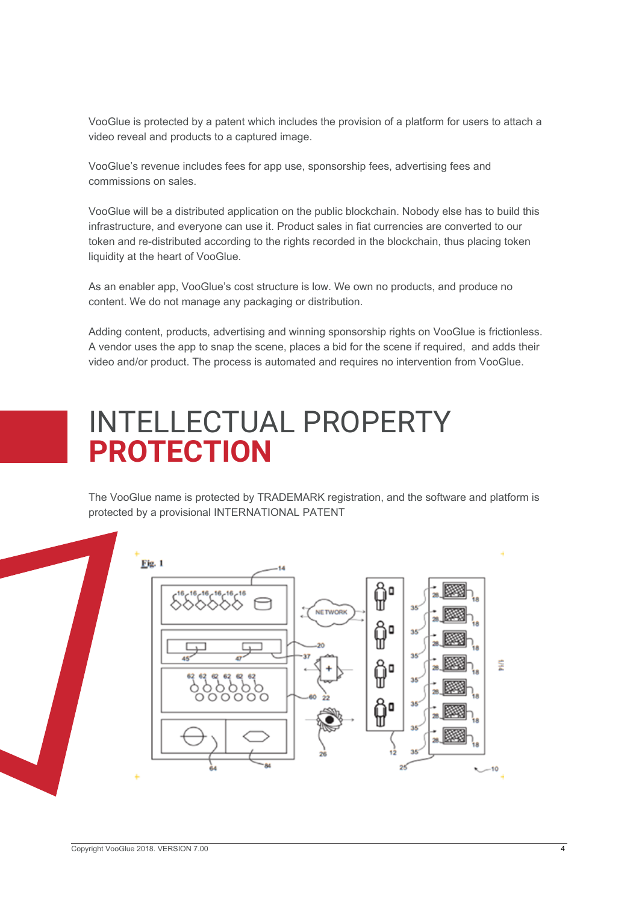VooGlue is protected by a patent which includes the provision of a platform for users to attach a video reveal and products to a captured image.

VooGlue's revenue includes fees for app use, sponsorship fees, advertising fees and commissions on sales.

VooGlue will be a distributed application on the public blockchain. Nobody else has to build this infrastructure, and everyone can use it. Product sales in fiat currencies are converted to our token and re-distributed according to the rights recorded in the blockchain, thus placing token liquidity at the heart of VooGlue.

As an enabler app, VooGlue's cost structure is low. We own no products, and produce no content. We do not manage any packaging or distribution.

Adding content, products, advertising and winning sponsorship rights on VooGlue is frictionless. A vendor uses the app to snap the scene, places a bid for the scene if required, and adds their video and/or product. The process is automated and requires no intervention from VooGlue.

# INTELLECTUAL PROPERTY **PROTECTION**

The VooGlue name is protected by TRADEMARK registration, and the software and platform is protected by a provisional INTERNATIONAL PATENT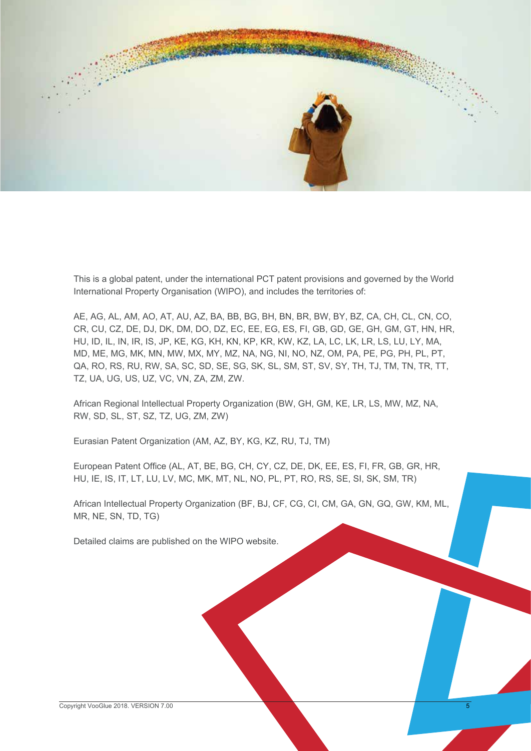This is a global patent, under the international PCT patent provisions and governed by the World International Property Organisation (WIPO), and includes the territories of:

AE, AG, AL, AM, AO, AT, AU, AZ, BA, BB, BG, BH, BN, BR, BW, BY, BZ, CA, CH, CL, CN, CO, CR, CU, CZ, DE, DJ, DK, DM, DO, DZ, EC, EE, EG, ES, FI, GB, GD, GE, GH, GM, GT, HN, HR, HU, ID, IL, IN, IR, IS, JP, KE, KG, KH, KN, KP, KR, KW, KZ, LA, LC, LK, LR, LS, LU, LY, MA, MD, ME, MG, MK, MN, MW, MX, MY, MZ, NA, NG, NI, NO, NZ, OM, PA, PE, PG, PH, PL, PT, QA, RO, RS, RU, RW, SA, SC, SD, SE, SG, SK, SL, SM, ST, SV, SY, TH, TJ, TM, TN, TR, TT, TZ, UA, UG, US, UZ, VC, VN, ZA, ZM, ZW.

African Regional Intellectual Property Organization (BW, GH, GM, KE, LR, LS, MW, MZ, NA, RW, SD, SL, ST, SZ, TZ, UG, ZM, ZW)

Eurasian Patent Organization (AM, AZ, BY, KG, KZ, RU, TJ, TM)

European Patent Office (AL, AT, BE, BG, CH, CY, CZ, DE, DK, EE, ES, FI, FR, GB, GR, HR, HU, IE, IS, IT, LT, LU, LV, MC, MK, MT, NL, NO, PL, PT, RO, RS, SE, SI, SK, SM, TR)

African Intellectual Property Organization (BF, BJ, CF, CG, CI, CM, GA, GN, GQ, GW, KM, ML, MR, NE, SN, TD, TG)

Detailed claims are published on the WIPO website.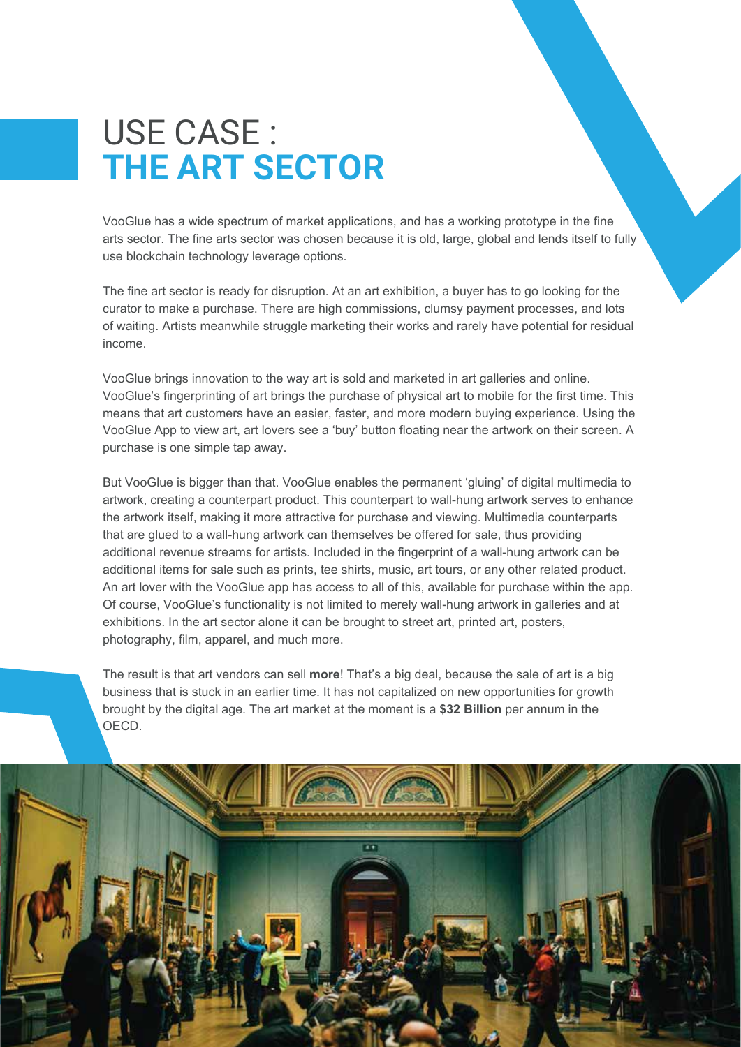# USE CASE : **THE ART SECTOR**

VooGlue has a wide spectrum of market applications, and has a working prototype in the fine arts sector. The fine arts sector was chosen because it is old, large, global and lends itself to fully use blockchain technology leverage options.

The fine art sector is ready for disruption. At an art exhibition, a buyer has to go looking for the curator to make a purchase. There are high commissions, clumsy payment processes, and lots of waiting. Artists meanwhile struggle marketing their works and rarely have potential for residual income.

VooGlue brings innovation to the way art is sold and marketed in art galleries and online. VooGlue's fingerprinting of art brings the purchase of physical art to mobile for the first time. This means that art customers have an easier, faster, and more modern buying experience. Using the VooGlue App to view art, art lovers see a 'buy' button floating near the artwork on their screen. A purchase is one simple tap away.

But VooGlue is bigger than that. VooGlue enables the permanent 'gluing' of digital multimedia to artwork, creating a counterpart product. This counterpart to wall-hung artwork serves to enhance the artwork itself, making it more attractive for purchase and viewing. Multimedia counterparts that are glued to a wall-hung artwork can themselves be offered for sale, thus providing additional revenue streams for artists. Included in the fingerprint of a wall-hung artwork can be additional items for sale such as prints, tee shirts, music, art tours, or any other related product. An art lover with the VooGlue app has access to all of this, available for purchase within the app. Of course, VooGlue's functionality is not limited to merely wall-hung artwork in galleries and at exhibitions. In the art sector alone it can be brought to street art, printed art, posters, photography, film, apparel, and much more.

The result is that art vendors can sell **more**! That's a big deal, because the sale of art is a big business that is stuck in an earlier time. It has not capitalized on new opportunities for growth brought by the digital age. The art market at the moment is a **$32 Billion** per annum in the OECD.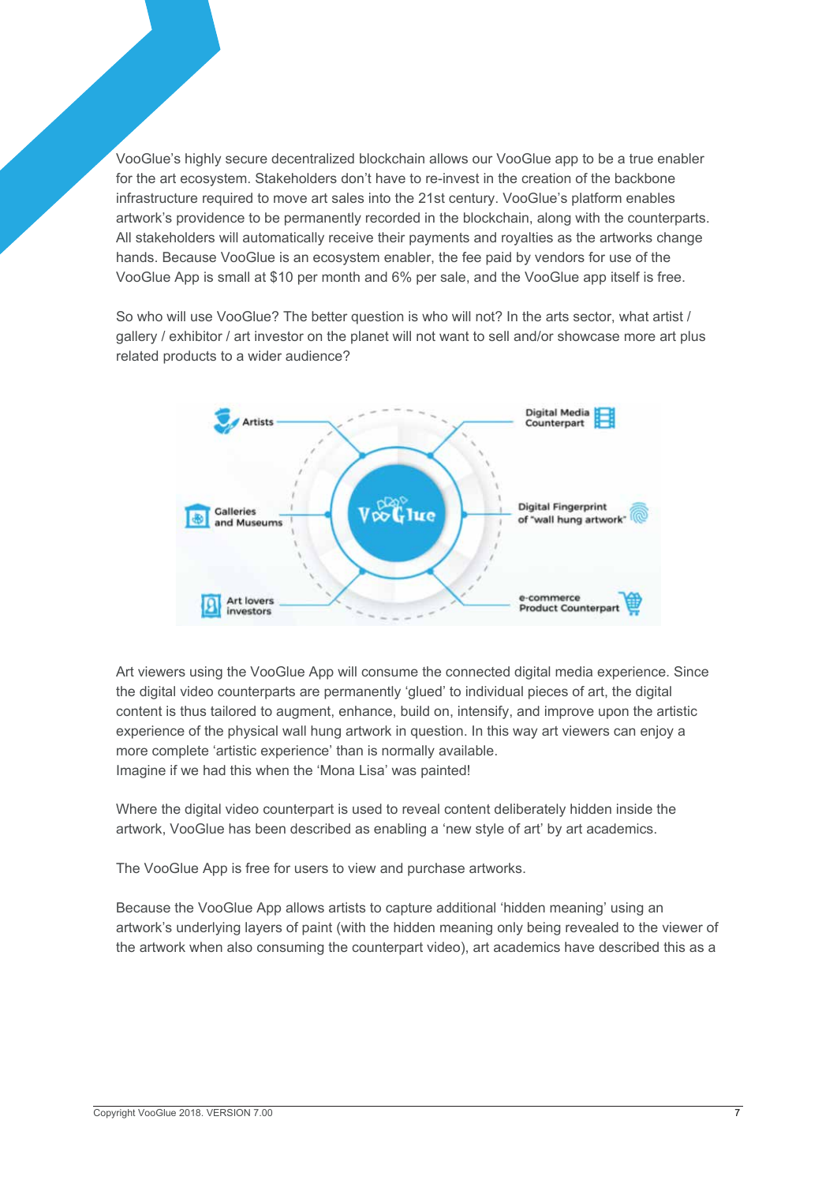VooGlue's highly secure decentralized blockchain allows our VooGlue app to be a true enabler for the art ecosystem. Stakeholders don't have to re-invest in the creation of the backbone infrastructure required to move art sales into the 21st century. VooGlue's platform enables artwork's providence to be permanently recorded in the blockchain, along with the counterparts. All stakeholders will automatically receive their payments and royalties as the artworks change hands. Because VooGlue is an ecosystem enabler, the fee paid by vendors for use of the VooGlue App is small at $10 per month and 6% per sale, and the VooGlue app itself is free.

So who will use VooGlue? The better question is who will not? In the arts sector, what artist / gallery / exhibitor / art investor on the planet will not want to sell and/or showcase more art plus related products to a wider audience?

Artists
Galleries and Museums
Art lovers investors
VooGlue
Digital Media Counterpart
Digital Fingerprint of "wall hung artwork"
e-commerce Product Counterpart

Art viewers using the VooGlue App will consume the connected digital media experience. Since the digital video counterparts are permanently 'glued' to individual pieces of art, the digital content is thus tailored to augment, enhance, build on, intensify, and improve upon the artistic experience of the physical wall hung artwork in question. In this way art viewers can enjoy a more complete 'artistic experience' than is normally available.
Imagine if we had this when the 'Mona Lisa' was painted!

Where the digital video counterpart is used to reveal content deliberately hidden inside the artwork, VooGlue has been described as enabling a 'new style of art' by art academics.

The VooGlue App is free for users to view and purchase artworks.

Because the VooGlue App allows artists to capture additional 'hidden meaning' using an artwork's underlying layers of paint (with the hidden meaning only being revealed to the viewer of the artwork when also consuming the counterpart video), art academics have described this as a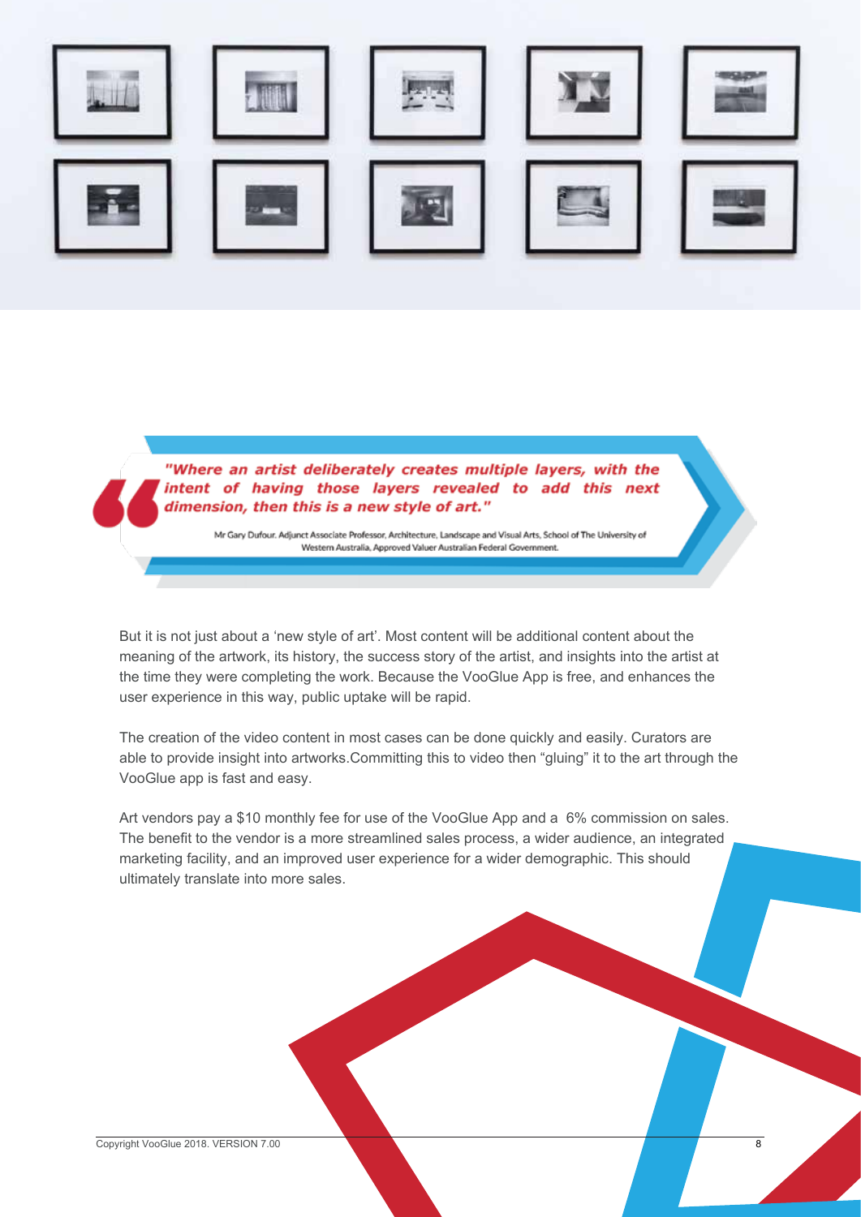> ***"Where an artist deliberately creates multiple layers, with the intent of having those layers revealed to add this next dimension, then this is a new style of art."***
>
> Mr Gary Dufour. Adjunct Associate Professor, Architecture, Landscape and Visual Arts, School of The University of Western Australia, Approved Valuer Australian Federal Government.

But it is not just about a 'new style of art'. Most content will be additional content about the meaning of the artwork, its history, the success story of the artist, and insights into the artist at the time they were completing the work. Because the VooGlue App is free, and enhances the user experience in this way, public uptake will be rapid.

The creation of the video content in most cases can be done quickly and easily. Curators are able to provide insight into artworks.Committing this to video then "gluing" it to the art through the VooGlue app is fast and easy.

Art vendors pay a $10 monthly fee for use of the VooGlue App and a 6% commission on sales. The benefit to the vendor is a more streamlined sales process, a wider audience, an integrated marketing facility, and an improved user experience for a wider demographic. This should ultimately translate into more sales.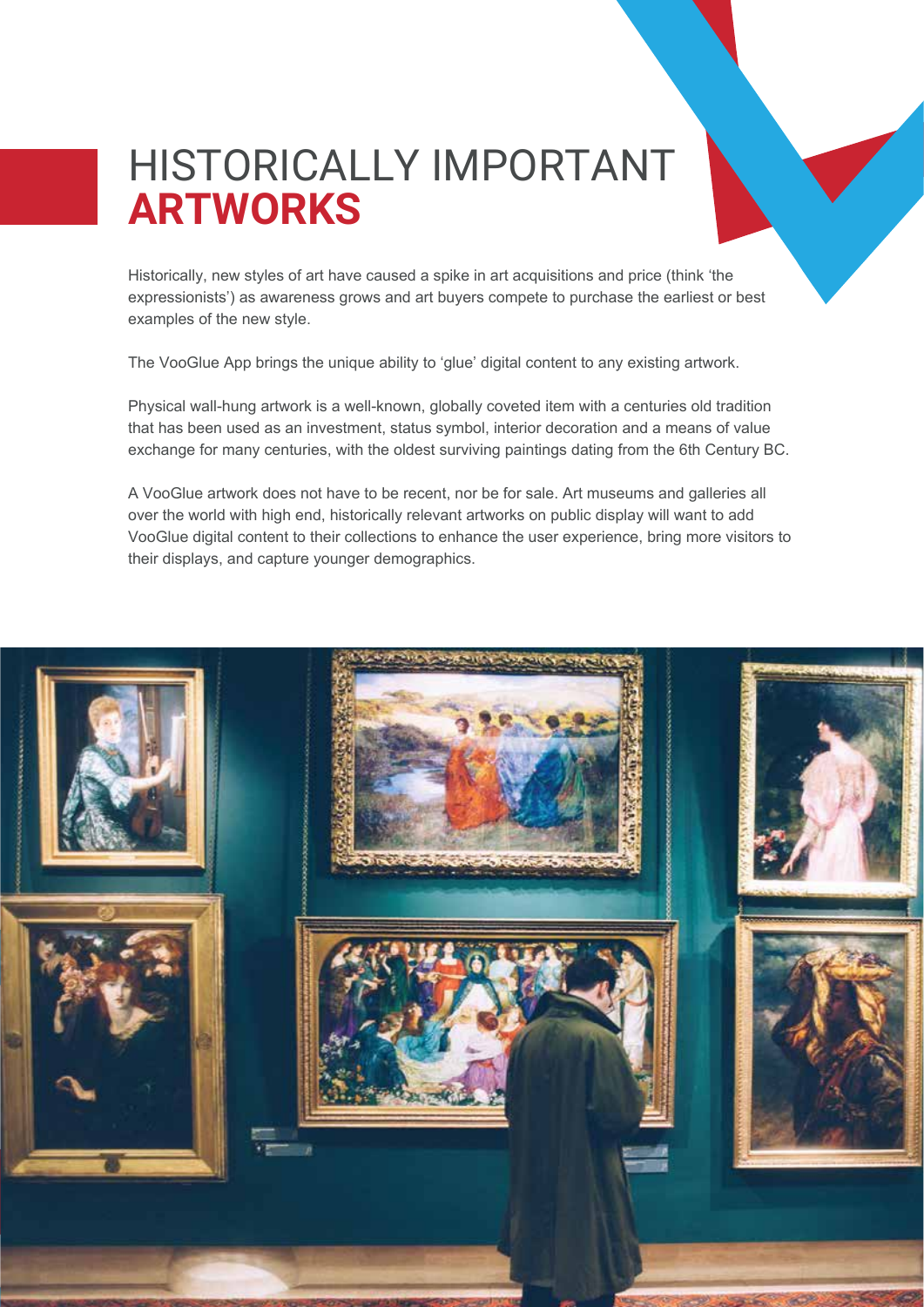# HISTORICALLY IMPORTANT **ARTWORKS**

Historically, new styles of art have caused a spike in art acquisitions and price (think 'the expressionists') as awareness grows and art buyers compete to purchase the earliest or best examples of the new style.

The VooGlue App brings the unique ability to 'glue' digital content to any existing artwork.

Physical wall-hung artwork is a well-known, globally coveted item with a centuries old tradition that has been used as an investment, status symbol, interior decoration and a means of value exchange for many centuries, with the oldest surviving paintings dating from the 6th Century BC.

A VooGlue artwork does not have to be recent, nor be for sale. Art museums and galleries all over the world with high end, historically relevant artworks on public display will want to add VooGlue digital content to their collections to enhance the user experience, bring more visitors to their displays, and capture younger demographics.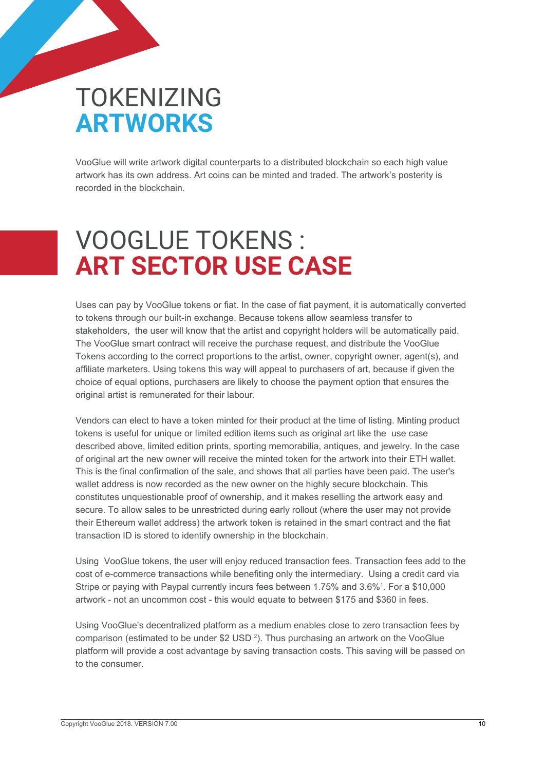# TOKENIZING **ARTWORKS**

VooGlue will write artwork digital counterparts to a distributed blockchain so each high value artwork has its own address. Art coins can be minted and traded. The artwork's posterity is recorded in the blockchain.

# VOOGLUE TOKENS : **ART SECTOR USE CASE**

Uses can pay by VooGlue tokens or fiat. In the case of fiat payment, it is automatically converted to tokens through our built-in exchange. Because tokens allow seamless transfer to stakeholders, the user will know that the artist and copyright holders will be automatically paid. The VooGlue smart contract will receive the purchase request, and distribute the VooGlue Tokens according to the correct proportions to the artist, owner, copyright owner, agent(s), and affiliate marketers. Using tokens this way will appeal to purchasers of art, because if given the choice of equal options, purchasers are likely to choose the payment option that ensures the original artist is remunerated for their labour.

Vendors can elect to have a token minted for their product at the time of listing. Minting product tokens is useful for unique or limited edition items such as original art like the use case described above, limited edition prints, sporting memorabilia, antiques, and jewelry. In the case of original art the new owner will receive the minted token for the artwork into their ETH wallet. This is the final confirmation of the sale, and shows that all parties have been paid. The user's wallet address is now recorded as the new owner on the highly secure blockchain. This constitutes unquestionable proof of ownership, and it makes reselling the artwork easy and secure. To allow sales to be unrestricted during early rollout (where the user may not provide their Ethereum wallet address) the artwork token is retained in the smart contract and the fiat transaction ID is stored to identify ownership in the blockchain.

Using VooGlue tokens, the user will enjoy reduced transaction fees. Transaction fees add to the cost of e-commerce transactions while benefiting only the intermediary. Using a credit card via Stripe or paying with Paypal currently incurs fees between 1.75% and 3.6%[1]. For a $10,000 artwork - not an uncommon cost - this would equate to between $175 and $360 in fees.

Using VooGlue's decentralized platform as a medium enables close to zero transaction fees by comparison (estimated to be under $2 USD [2]). Thus purchasing an artwork on the VooGlue platform will provide a cost advantage by saving transaction costs. This saving will be passed on to the consumer.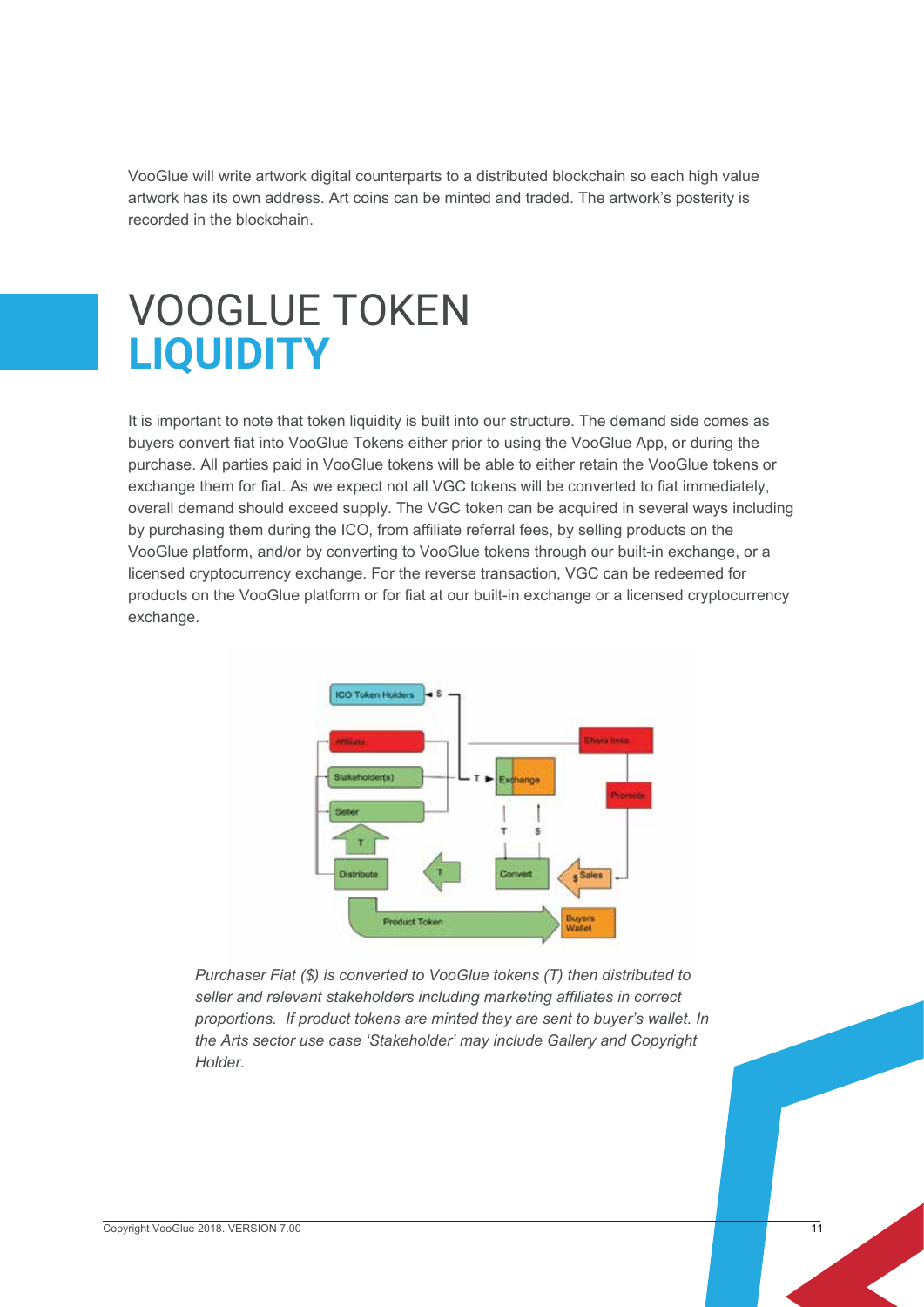VooGlue will write artwork digital counterparts to a distributed blockchain so each high value artwork has its own address. Art coins can be minted and traded. The artwork's posterity is recorded in the blockchain.

# VOOGLUE TOKEN **LIQUIDITY**

It is important to note that token liquidity is built into our structure. The demand side comes as buyers convert fiat into VooGlue Tokens either prior to using the VooGlue App, or during the purchase. All parties paid in VooGlue tokens will be able to either retain the VooGlue tokens or exchange them for fiat. As we expect not all VGC tokens will be converted to fiat immediately, overall demand should exceed supply. The VGC token can be acquired in several ways including by purchasing them during the ICO, from affiliate referral fees, by selling products on the VooGlue platform, and/or by converting to VooGlue tokens through our built-in exchange, or a licensed cryptocurrency exchange. For the reverse transaction, VGC can be redeemed for products on the VooGlue platform or for fiat at our built-in exchange or a licensed cryptocurrency exchange.

*Purchaser Fiat ($) is converted to VooGlue tokens (T) then distributed to seller and relevant stakeholders including marketing affiliates in correct proportions. If product tokens are minted they are sent to buyer's wallet. In the Arts sector use case 'Stakeholder' may include Gallery and Copyright Holder.*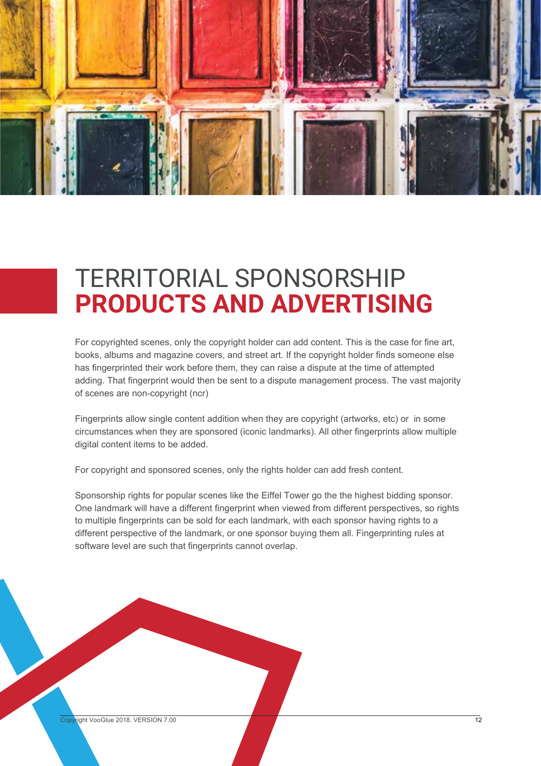# TERRITORIAL SPONSORSHIP **PRODUCTS AND ADVERTISING**

For copyrighted scenes, only the copyright holder can add content. This is the case for fine art, books, albums and magazine covers, and street art. If the copyright holder finds someone else has fingerprinted their work before them, they can raise a dispute at the time of attempted adding. That fingerprint would then be sent to a dispute management process. The vast majority of scenes are non-copyright (ncr)

Fingerprints allow single content addition when they are copyright (artworks, etc) or  in some circumstances when they are sponsored (iconic landmarks). All other fingerprints allow multiple digital content items to be added.

For copyright and sponsored scenes, only the rights holder can add fresh content.

Sponsorship rights for popular scenes like the Eiffel Tower go the the highest bidding sponsor. One landmark will have a different fingerprint when viewed from different perspectives, so rights to multiple fingerprints can be sold for each landmark, with each sponsor having rights to a different perspective of the landmark, or one sponsor buying them all. Fingerprinting rules at software level are such that fingerprints cannot overlap.

Copyright VooGlue 2018. VERSION 7.00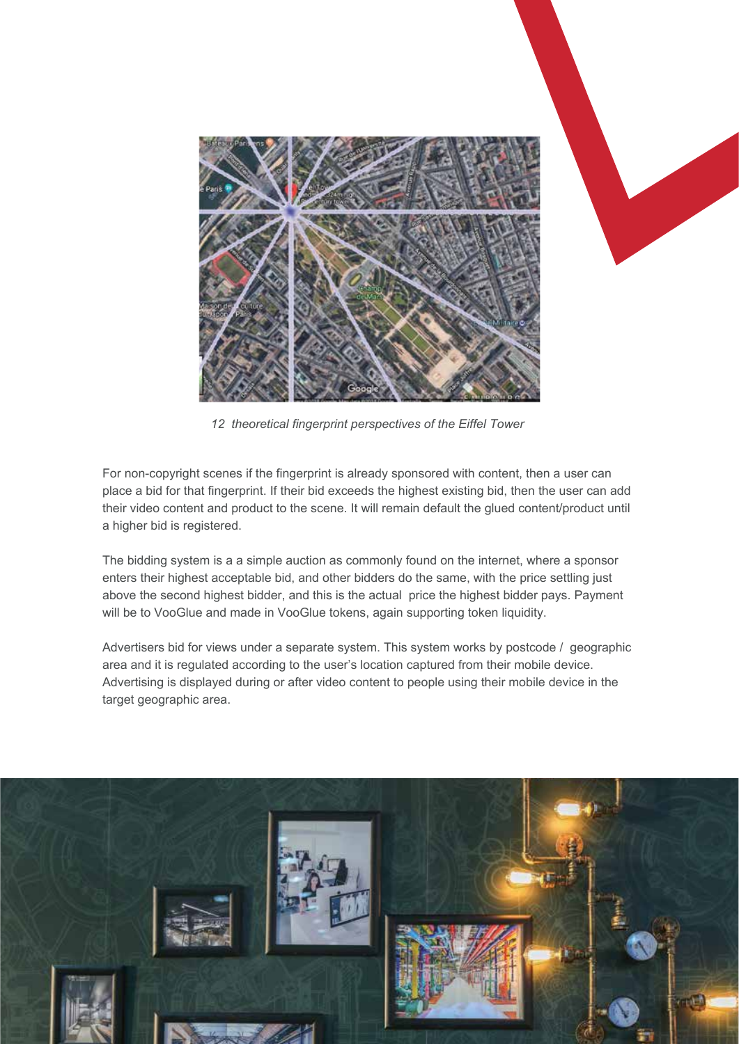*12 theoretical fingerprint perspectives of the Eiffel Tower*

For non-copyright scenes if the fingerprint is already sponsored with content, then a user can place a bid for that fingerprint. If their bid exceeds the highest existing bid, then the user can add their video content and product to the scene. It will remain default the glued content/product until a higher bid is registered.

The bidding system is a a simple auction as commonly found on the internet, where a sponsor enters their highest acceptable bid, and other bidders do the same, with the price settling just above the second highest bidder, and this is the actual price the highest bidder pays. Payment will be to VooGlue and made in VooGlue tokens, again supporting token liquidity.

Advertisers bid for views under a separate system. This system works by postcode / geographic area and it is regulated according to the user's location captured from their mobile device. Advertising is displayed during or after video content to people using their mobile device in the target geographic area.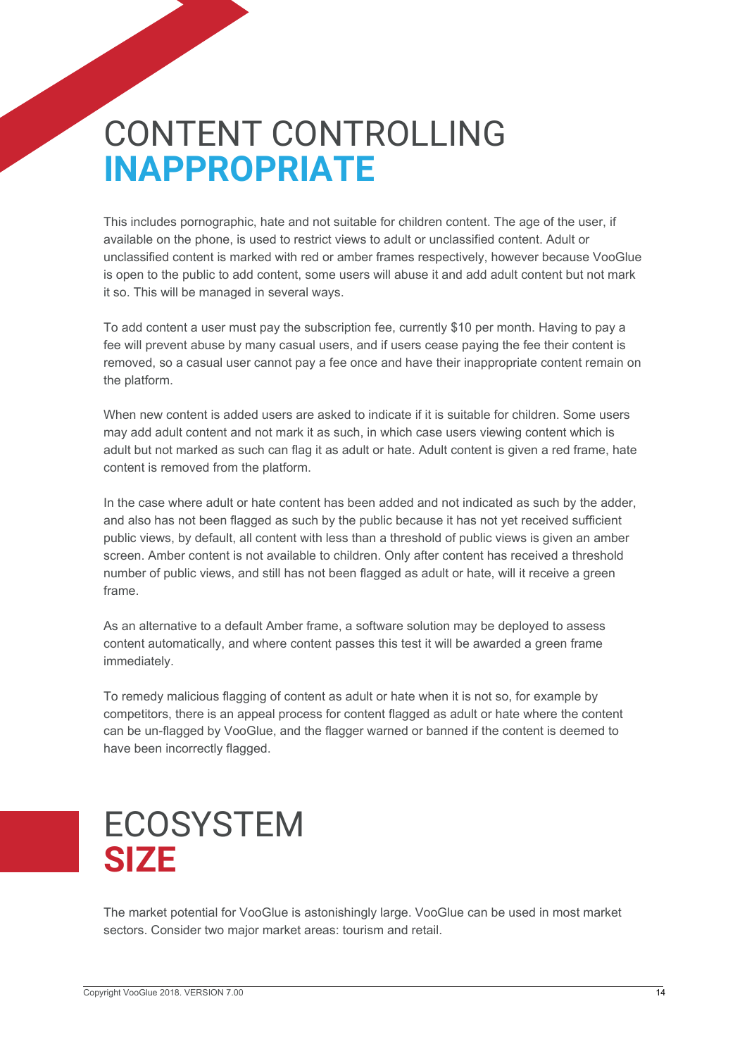# CONTENT CONTROLLING **INAPPROPRIATE**

This includes pornographic, hate and not suitable for children content. The age of the user, if available on the phone, is used to restrict views to adult or unclassified content. Adult or unclassified content is marked with red or amber frames respectively, however because VooGlue is open to the public to add content, some users will abuse it and add adult content but not mark it so. This will be managed in several ways.

To add content a user must pay the subscription fee, currently $10 per month. Having to pay a fee will prevent abuse by many casual users, and if users cease paying the fee their content is removed, so a casual user cannot pay a fee once and have their inappropriate content remain on the platform.

When new content is added users are asked to indicate if it is suitable for children. Some users may add adult content and not mark it as such, in which case users viewing content which is adult but not marked as such can flag it as adult or hate. Adult content is given a red frame, hate content is removed from the platform.

In the case where adult or hate content has been added and not indicated as such by the adder, and also has not been flagged as such by the public because it has not yet received sufficient public views, by default, all content with less than a threshold of public views is given an amber screen. Amber content is not available to children. Only after content has received a threshold number of public views, and still has not been flagged as adult or hate, will it receive a green frame.

As an alternative to a default Amber frame, a software solution may be deployed to assess content automatically, and where content passes this test it will be awarded a green frame immediately.

To remedy malicious flagging of content as adult or hate when it is not so, for example by competitors, there is an appeal process for content flagged as adult or hate where the content can be un-flagged by VooGlue, and the flagger warned or banned if the content is deemed to have been incorrectly flagged.

# ECOSYSTEM **SIZE**

The market potential for VooGlue is astonishingly large. VooGlue can be used in most market sectors. Consider two major market areas: tourism and retail.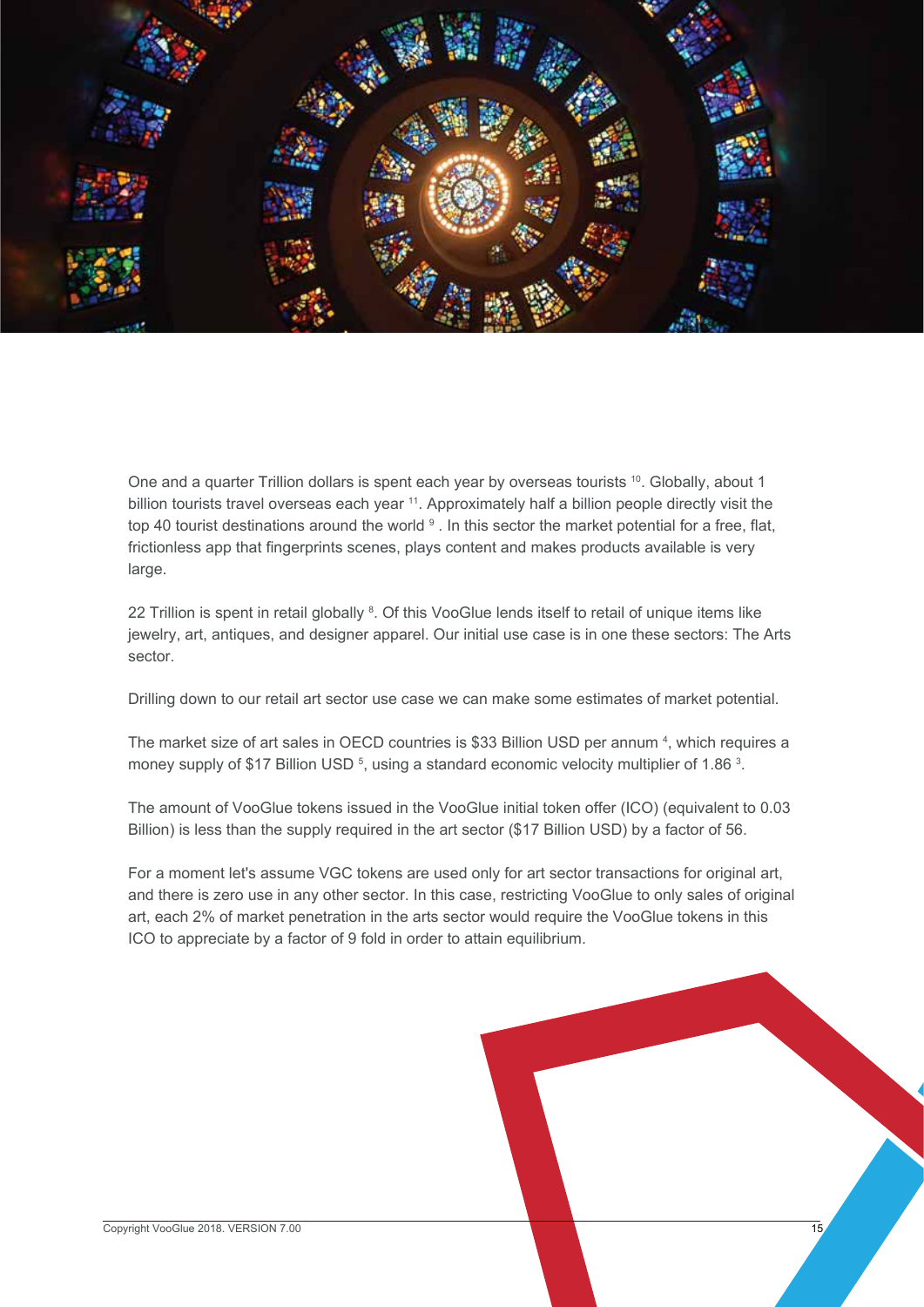One and a quarter Trillion dollars is spent each year by overseas tourists [10]. Globally, about 1 billion tourists travel overseas each year [11]. Approximately half a billion people directly visit the top 40 tourist destinations around the world [9] . In this sector the market potential for a free, flat, frictionless app that fingerprints scenes, plays content and makes products available is very large.

22 Trillion is spent in retail globally [8]. Of this VooGlue lends itself to retail of unique items like jewelry, art, antiques, and designer apparel. Our initial use case is in one these sectors: The Arts sector.

Drilling down to our retail art sector use case we can make some estimates of market potential.

The market size of art sales in OECD countries is $33 Billion USD per annum [4], which requires a money supply of $17 Billion USD [5], using a standard economic velocity multiplier of 1.86 [3].

The amount of VooGlue tokens issued in the VooGlue initial token offer (ICO) (equivalent to 0.03 Billion) is less than the supply required in the art sector ($17 Billion USD) by a factor of 56.

For a moment let's assume VGC tokens are used only for art sector transactions for original art, and there is zero use in any other sector. In this case, restricting VooGlue to only sales of original art, each 2% of market penetration in the arts sector would require the VooGlue tokens in this ICO to appreciate by a factor of 9 fold in order to attain equilibrium.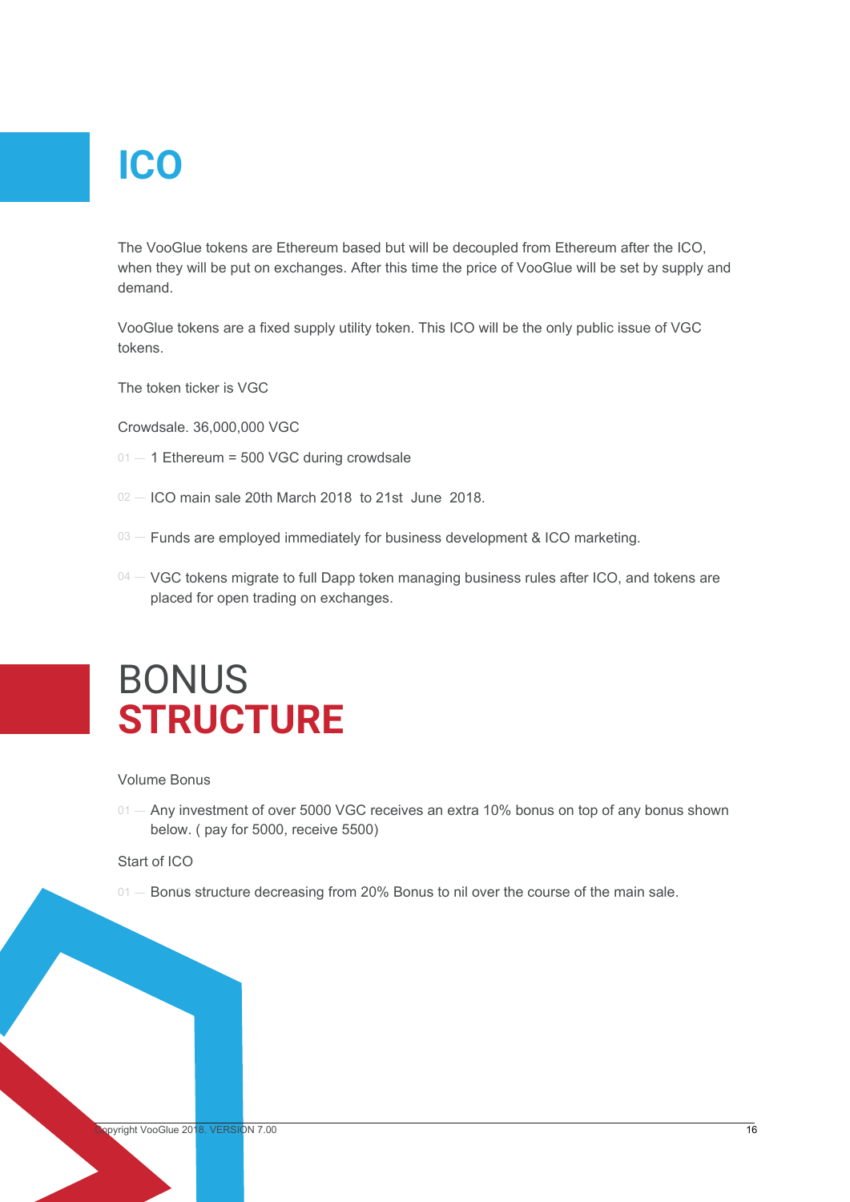# ICO

The VooGlue tokens are Ethereum based but will be decoupled from Ethereum after the ICO, when they will be put on exchanges. After this time the price of VooGlue will be set by supply and demand.

VooGlue tokens are a fixed supply utility token. This ICO will be the only public issue of VGC tokens.

The token ticker is VGC

Crowdsale. 36,000,000 VGC

01 — 1 Ethereum = 500 VGC during crowdsale

02 — ICO main sale 20th March 2018 to 21st June 2018.

03 — Funds are employed immediately for business development & ICO marketing.

04 — VGC tokens migrate to full Dapp token managing business rules after ICO, and tokens are placed for open trading on exchanges.

# BONUS **STRUCTURE**

Volume Bonus

01 — Any investment of over 5000 VGC receives an extra 10% bonus on top of any bonus shown below. ( pay for 5000, receive 5500)

Start of ICO

01 — Bonus structure decreasing from 20% Bonus to nil over the course of the main sale.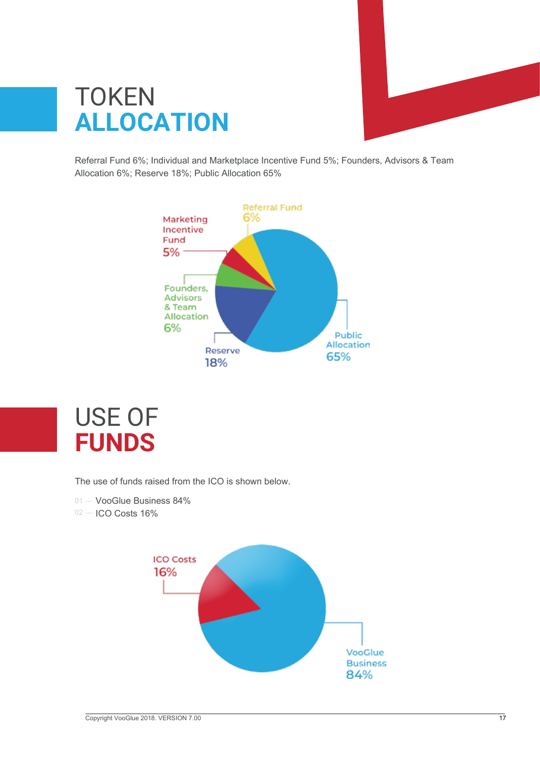# TOKEN ALLOCATION

Referral Fund 6%; Individual and Marketplace Incentive Fund 5%; Founders, Advisors & Team Allocation 6%; Reserve 18%; Public Allocation 65%

Referral Fund 6%

Marketing Incentive Fund 5%

Founders, Advisors & Team Allocation 6%

Reserve 18%

Public Allocation 65%

# USE OF FUNDS

The use of funds raised from the ICO is shown below.

01 — VooGlue Business 84%
02 — ICO Costs 16%

ICO Costs 16%

VooGlue Business 84%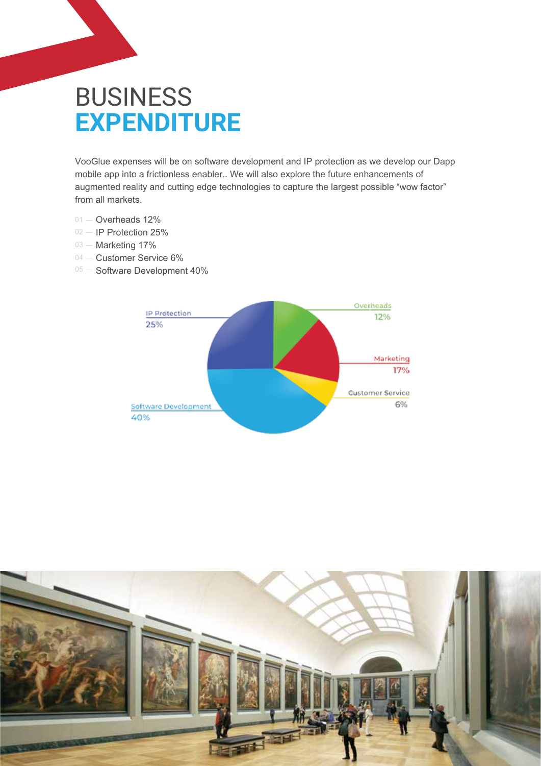# BUSINESS **EXPENDITURE**

VooGlue expenses will be on software development and IP protection as we develop our Dapp mobile app into a frictionless enabler.. We will also explore the future enhancements of augmented reality and cutting edge technologies to capture the largest possible “wow factor” from all markets.

01 — Overheads 12%
02 — IP Protection 25%
03 — Marketing 17%
04 — Customer Service 6%
05 — Software Development 40%

IP Protection 25%

Overheads 12%

Marketing 17%

Customer Service 6%

Software Development 40%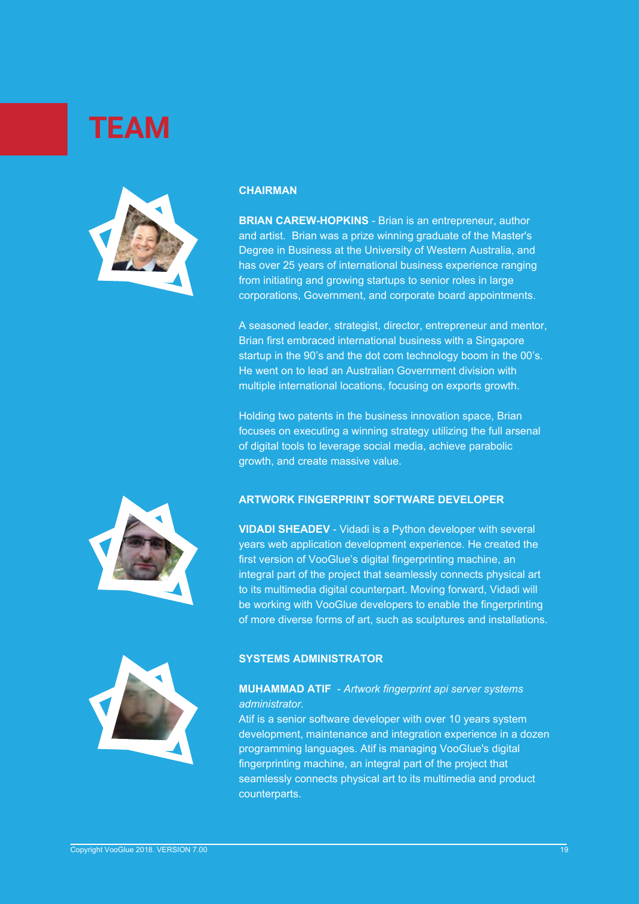# TEAM

### CHAIRMAN

**BRIAN CAREW-HOPKINS** - Brian is an entrepreneur, author and artist. Brian was a prize winning graduate of the Master's Degree in Business at the University of Western Australia, and has over 25 years of international business experience ranging from initiating and growing startups to senior roles in large corporations, Government, and corporate board appointments.

A seasoned leader, strategist, director, entrepreneur and mentor, Brian first embraced international business with a Singapore startup in the 90's and the dot com technology boom in the 00's. He went on to lead an Australian Government division with multiple international locations, focusing on exports growth.

Holding two patents in the business innovation space, Brian focuses on executing a winning strategy utilizing the full arsenal of digital tools to leverage social media, achieve parabolic growth, and create massive value.

### ARTWORK FINGERPRINT SOFTWARE DEVELOPER

**VIDADI SHEADEV** - Vidadi is a Python developer with several years web application development experience. He created the first version of VooGlue's digital fingerprinting machine, an integral part of the project that seamlessly connects physical art to its multimedia digital counterpart. Moving forward, Vidadi will be working with VooGlue developers to enable the fingerprinting of more diverse forms of art, such as sculptures and installations.

### SYSTEMS ADMINISTRATOR

**MUHAMMAD ATIF** - *Artwork fingerprint api server systems administrator.*

Atif is a senior software developer with over 10 years system development, maintenance and integration experience in a dozen programming languages. Atif is managing VooGlue's digital fingerprinting machine, an integral part of the project that seamlessly connects physical art to its multimedia and product counterparts.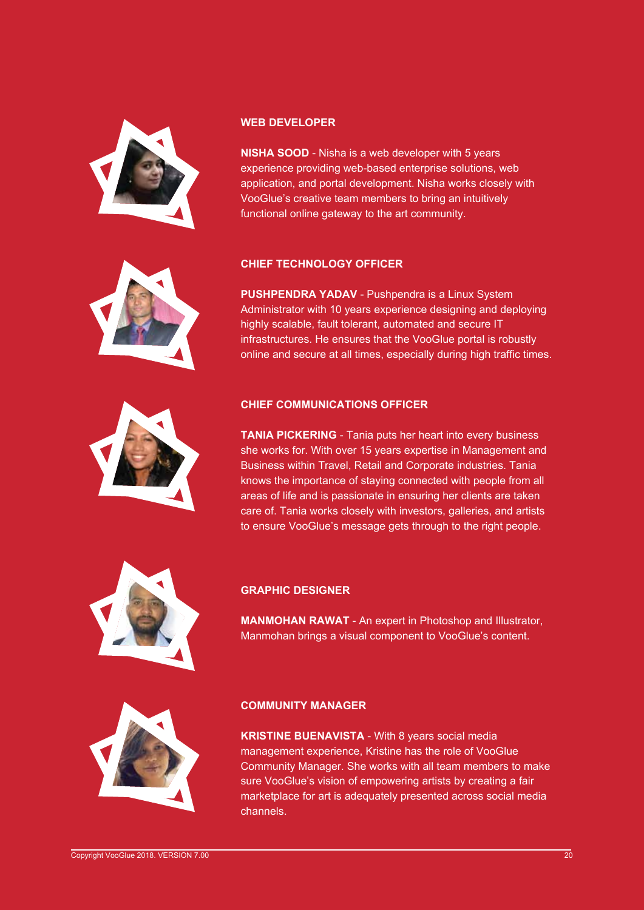### WEB DEVELOPER

**NISHA SOOD** - Nisha is a web developer with 5 years experience providing web-based enterprise solutions, web application, and portal development. Nisha works closely with VooGlue's creative team members to bring an intuitively functional online gateway to the art community.

### CHIEF TECHNOLOGY OFFICER

**PUSHPENDRA YADAV** - Pushpendra is a Linux System Administrator with 10 years experience designing and deploying highly scalable, fault tolerant, automated and secure IT infrastructures. He ensures that the VooGlue portal is robustly online and secure at all times, especially during high traffic times.

### CHIEF COMMUNICATIONS OFFICER

**TANIA PICKERING** - Tania puts her heart into every business she works for. With over 15 years expertise in Management and Business within Travel, Retail and Corporate industries. Tania knows the importance of staying connected with people from all areas of life and is passionate in ensuring her clients are taken care of. Tania works closely with investors, galleries, and artists to ensure VooGlue's message gets through to the right people.

### GRAPHIC DESIGNER

**MANMOHAN RAWAT** - An expert in Photoshop and Illustrator, Manmohan brings a visual component to VooGlue's content.

### COMMUNITY MANAGER

**KRISTINE BUENAVISTA** - With 8 years social media management experience, Kristine has the role of VooGlue Community Manager. She works with all team members to make sure VooGlue's vision of empowering artists by creating a fair marketplace for art is adequately presented across social media channels.

Copyright VooGlue 2018. VERSION 7.00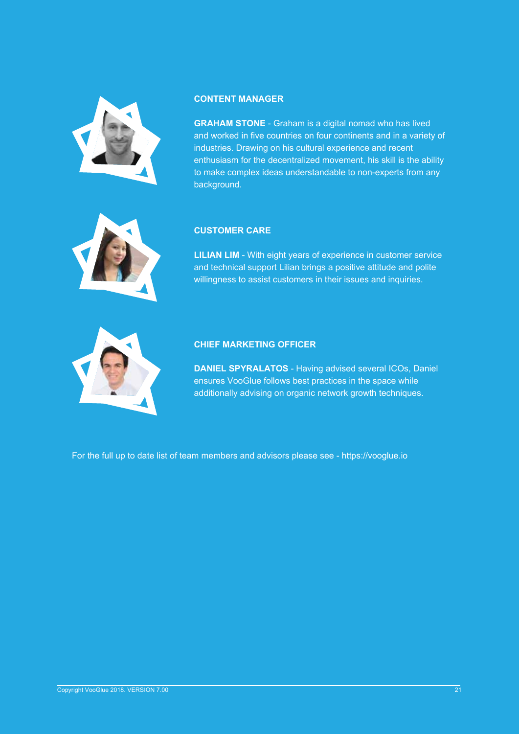### CONTENT MANAGER

**GRAHAM STONE** - Graham is a digital nomad who has lived and worked in five countries on four continents and in a variety of industries. Drawing on his cultural experience and recent enthusiasm for the decentralized movement, his skill is the ability to make complex ideas understandable to non-experts from any background.

### CUSTOMER CARE

**LILIAN LIM** - With eight years of experience in customer service and technical support Lilian brings a positive attitude and polite willingness to assist customers in their issues and inquiries.

### CHIEF MARKETING OFFICER

**DANIEL SPYRALATOS** - Having advised several ICOs, Daniel ensures VooGlue follows best practices in the space while additionally advising on organic network growth techniques.

For the full up to date list of team members and advisors please see - https://vooglue.io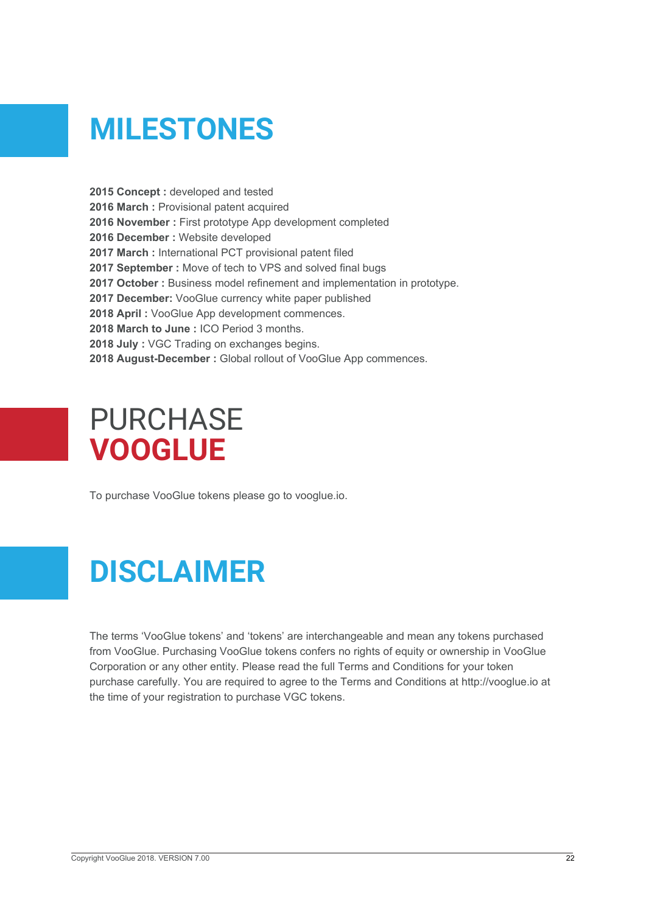# MILESTONES

**2015 Concept :** developed and tested
**2016 March :** Provisional patent acquired
**2016 November :** First prototype App development completed
**2016 December :** Website developed
**2017 March :** International PCT provisional patent filed
**2017 September :** Move of tech to VPS and solved final bugs
**2017 October :** Business model refinement and implementation in prototype.
**2017 December:** VooGlue currency white paper published
**2018 April :** VooGlue App development commences.
**2018 March to June :** ICO Period 3 months.
**2018 July :** VGC Trading on exchanges begins.
**2018 August-December :** Global rollout of VooGlue App commences.

# PURCHASE **VOOGLUE**

To purchase VooGlue tokens please go to vooglue.io.

# DISCLAIMER

The terms 'VooGlue tokens' and 'tokens' are interchangeable and mean any tokens purchased from VooGlue. Purchasing VooGlue tokens confers no rights of equity or ownership in VooGlue Corporation or any other entity. Please read the full Terms and Conditions for your token purchase carefully. You are required to agree to the Terms and Conditions at http://vooglue.io at the time of your registration to purchase VGC tokens.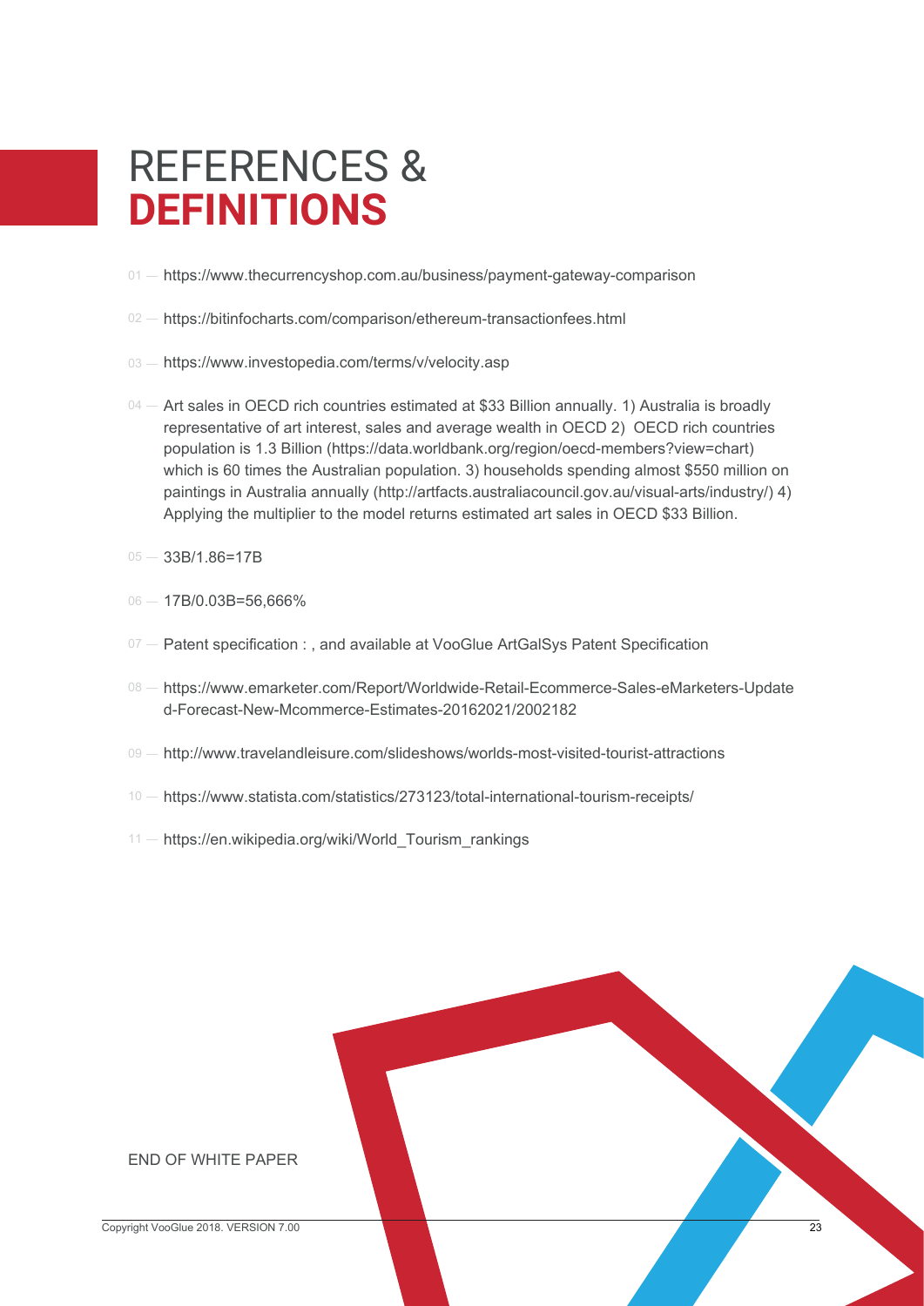# REFERENCES & **DEFINITIONS**

01 — https://www.thecurrencyshop.com.au/business/payment-gateway-comparison

02 — https://bitinfocharts.com/comparison/ethereum-transactionfees.html

03 — https://www.investopedia.com/terms/v/velocity.asp

04 — Art sales in OECD rich countries estimated at $33 Billion annually. 1) Australia is broadly representative of art interest, sales and average wealth in OECD 2) OECD rich countries population is 1.3 Billion (https://data.worldbank.org/region/oecd-members?view=chart) which is 60 times the Australian population. 3) households spending almost $550 million on paintings in Australia annually (http://artfacts.australiacouncil.gov.au/visual-arts/industry/) 4) Applying the multiplier to the model returns estimated art sales in OECD $33 Billion.

05 — 33B/1.86=17B

06 — 17B/0.03B=56,666%

07 — Patent specification : , and available at VooGlue ArtGalSys Patent Specification

08 — https://www.emarketer.com/Report/Worldwide-Retail-Ecommerce-Sales-eMarketers-Updated-Forecast-New-Mcommerce-Estimates-20162021/2002182

09 — http://www.travelandleisure.com/slideshows/worlds-most-visited-tourist-attractions

10 — https://www.statista.com/statistics/273123/total-international-tourism-receipts/

11 — https://en.wikipedia.org/wiki/World_Tourism_rankings

END OF WHITE PAPER

Copyright VooGlue 2018. VERSION 7.00